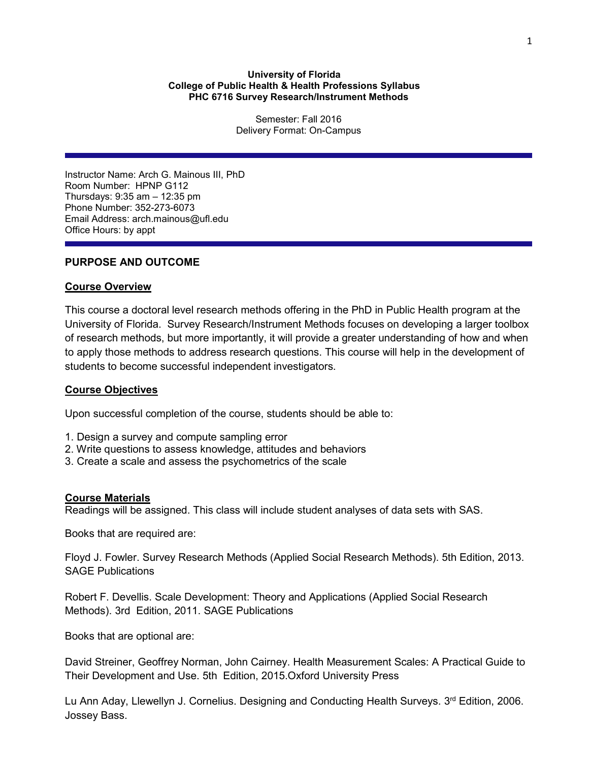**University of Florida**
**College of Public Health & Health Professions Syllabus**
**PHC 6716 Survey Research/Instrument Methods**

Semester: Fall 2016
Delivery Format: On-Campus

---

Instructor Name: Arch G. Mainous III, PhD
Room Number: HPNP G112
Thursdays: 9:35 am – 12:35 pm
Phone Number: 352-273-6073
Email Address: arch.mainous@ufl.edu
Office Hours: by appt

---

## PURPOSE AND OUTCOME

### Course Overview

This course a doctoral level research methods offering in the PhD in Public Health program at the University of Florida. Survey Research/Instrument Methods focuses on developing a larger toolbox of research methods, but more importantly, it will provide a greater understanding of how and when to apply those methods to address research questions. This course will help in the development of students to become successful independent investigators.

### Course Objectives

Upon successful completion of the course, students should be able to:

1. Design a survey and compute sampling error
2. Write questions to assess knowledge, attitudes and behaviors
3. Create a scale and assess the psychometrics of the scale

### Course Materials

Readings will be assigned. This class will include student analyses of data sets with SAS.

Books that are required are:

Floyd J. Fowler. Survey Research Methods (Applied Social Research Methods). 5th Edition, 2013. SAGE Publications

Robert F. Devellis. Scale Development: Theory and Applications (Applied Social Research Methods). 3rd Edition, 2011. SAGE Publications

Books that are optional are:

David Streiner, Geoffrey Norman, John Cairney. Health Measurement Scales: A Practical Guide to Their Development and Use. 5th Edition, 2015.Oxford University Press

Lu Ann Aday, Llewellyn J. Cornelius. Designing and Conducting Health Surveys. 3rd Edition, 2006. Jossey Bass.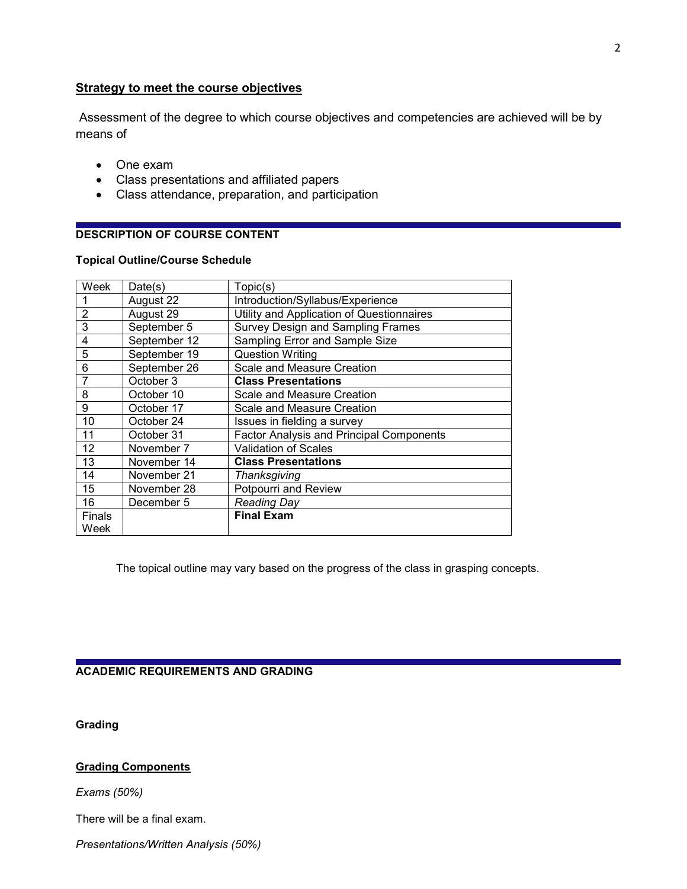**<u>Strategy to meet the course objectives</u>**

Assessment of the degree to which course objectives and competencies are achieved will be by means of

- One exam
- Class presentations and affiliated papers
- Class attendance, preparation, and participation

## DESCRIPTION OF COURSE CONTENT

### Topical Outline/Course Schedule

| Week | Date(s) | Topic(s) |
|---|---|---|
| 1 | August 22 | Introduction/Syllabus/Experience |
| 2 | August 29 | Utility and Application of Questionnaires |
| 3 | September 5 | Survey Design and Sampling Frames |
| 4 | September 12 | Sampling Error and Sample Size |
| 5 | September 19 | Question Writing |
| 6 | September 26 | Scale and Measure Creation |
| 7 | October 3 | **Class Presentations** |
| 8 | October 10 | Scale and Measure Creation |
| 9 | October 17 | Scale and Measure Creation |
| 10 | October 24 | Issues in fielding a survey |
| 11 | October 31 | Factor Analysis and Principal Components |
| 12 | November 7 | Validation of Scales |
| 13 | November 14 | **Class Presentations** |
| 14 | November 21 | *Thanksgiving* |
| 15 | November 28 | Potpourri and Review |
| 16 | December 5 | *Reading Day* |
| Finals Week | | **Final Exam** |

The topical outline may vary based on the progress of the class in grasping concepts.

## ACADEMIC REQUIREMENTS AND GRADING

### Grading

**<u>Grading Components</u>**

*Exams (50%)*

There will be a final exam.

*Presentations/Written Analysis (50%)*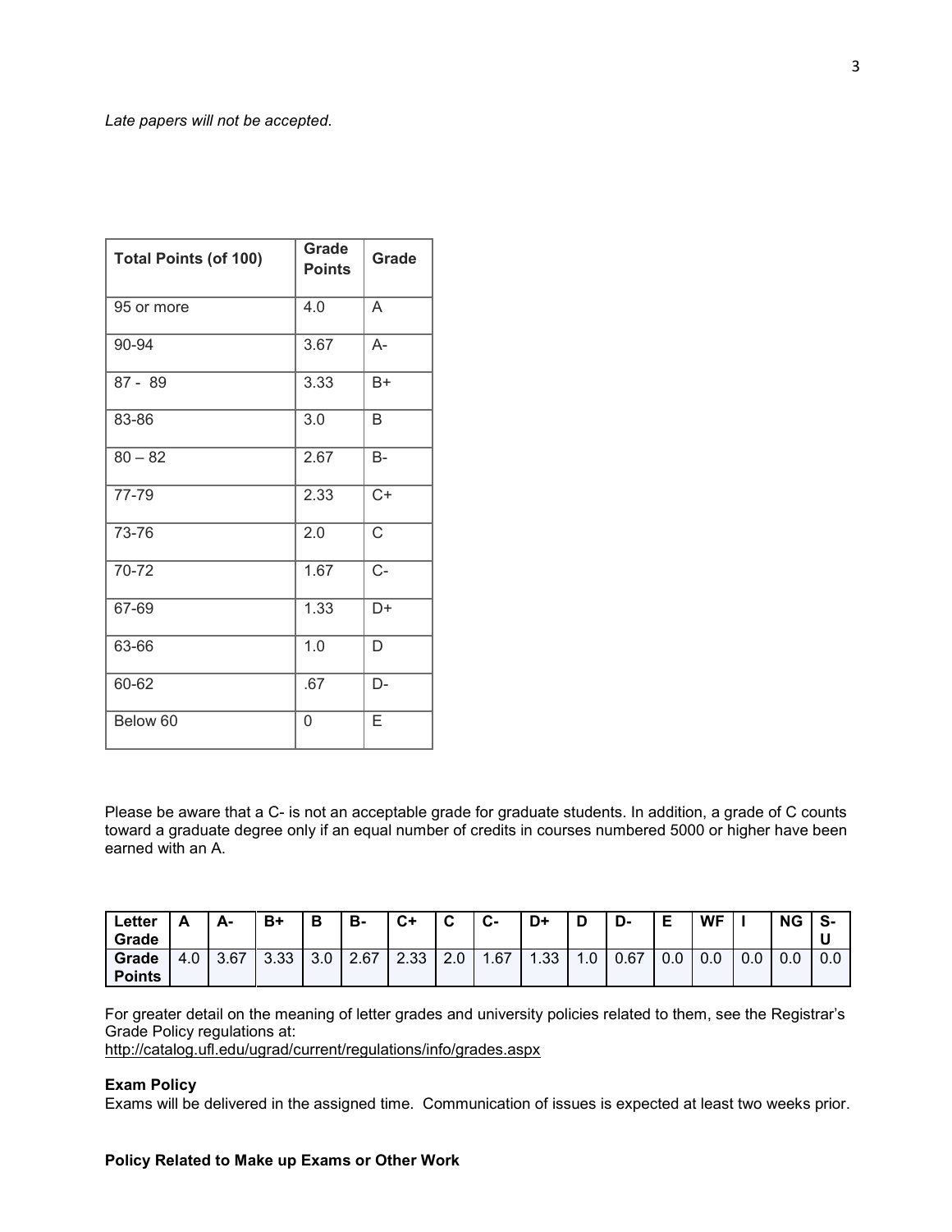*Late papers will not be accepted*.

| Total Points (of 100) | Grade Points | Grade |
|---|---|---|
| 95 or more | 4.0 | A |
| 90-94 | 3.67 | A- |
| 87 - 89 | 3.33 | B+ |
| 83-86 | 3.0 | B |
| 80 – 82 | 2.67 | B- |
| 77-79 | 2.33 | C+ |
| 73-76 | 2.0 | C |
| 70-72 | 1.67 | C- |
| 67-69 | 1.33 | D+ |
| 63-66 | 1.0 | D |
| 60-62 | .67 | D- |
| Below 60 | 0 | E |

Please be aware that a C- is not an acceptable grade for graduate students. In addition, a grade of C counts toward a graduate degree only if an equal number of credits in courses numbered 5000 or higher have been earned with an A.

| Letter Grade | A | A- | B+ | B | B- | C+ | C | C- | D+ | D | D- | E | WF | I | NG | S-U |
|---|---|---|---|---|---|---|---|---|---|---|---|---|---|---|---|---|
| Grade Points | 4.0 | 3.67 | 3.33 | 3.0 | 2.67 | 2.33 | 2.0 | 1.67 | 1.33 | 1.0 | 0.67 | 0.0 | 0.0 | 0.0 | 0.0 | 0.0 |

For greater detail on the meaning of letter grades and university policies related to them, see the Registrar's Grade Policy regulations at:
http://catalog.ufl.edu/ugrad/current/regulations/info/grades.aspx

**Exam Policy**
Exams will be delivered in the assigned time. Communication of issues is expected at least two weeks prior.

**Policy Related to Make up Exams or Other Work**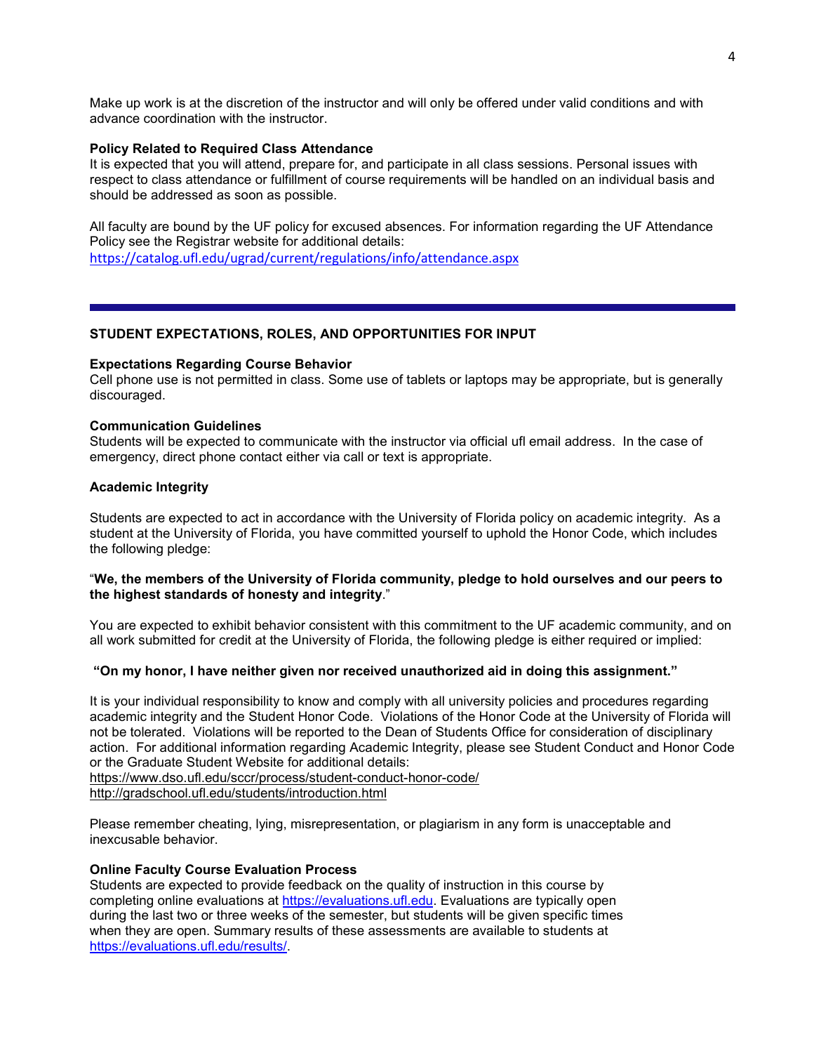Make up work is at the discretion of the instructor and will only be offered under valid conditions and with advance coordination with the instructor.

**Policy Related to Required Class Attendance**

It is expected that you will attend, prepare for, and participate in all class sessions. Personal issues with respect to class attendance or fulfillment of course requirements will be handled on an individual basis and should be addressed as soon as possible.

All faculty are bound by the UF policy for excused absences. For information regarding the UF Attendance Policy see the Registrar website for additional details:
https://catalog.ufl.edu/ugrad/current/regulations/info/attendance.aspx

---

## STUDENT EXPECTATIONS, ROLES, AND OPPORTUNITIES FOR INPUT

**Expectations Regarding Course Behavior**

Cell phone use is not permitted in class. Some use of tablets or laptops may be appropriate, but is generally discouraged.

**Communication Guidelines**

Students will be expected to communicate with the instructor via official ufl email address. In the case of emergency, direct phone contact either via call or text is appropriate.

**Academic Integrity**

Students are expected to act in accordance with the University of Florida policy on academic integrity. As a student at the University of Florida, you have committed yourself to uphold the Honor Code, which includes the following pledge:

"**We, the members of the University of Florida community, pledge to hold ourselves and our peers to the highest standards of honesty and integrity**."

You are expected to exhibit behavior consistent with this commitment to the UF academic community, and on all work submitted for credit at the University of Florida, the following pledge is either required or implied:

**"On my honor, I have neither given nor received unauthorized aid in doing this assignment."**

It is your individual responsibility to know and comply with all university policies and procedures regarding academic integrity and the Student Honor Code. Violations of the Honor Code at the University of Florida will not be tolerated. Violations will be reported to the Dean of Students Office for consideration of disciplinary action. For additional information regarding Academic Integrity, please see Student Conduct and Honor Code or the Graduate Student Website for additional details:
https://www.dso.ufl.edu/sccr/process/student-conduct-honor-code/
http://gradschool.ufl.edu/students/introduction.html

Please remember cheating, lying, misrepresentation, or plagiarism in any form is unacceptable and inexcusable behavior.

**Online Faculty Course Evaluation Process**

Students are expected to provide feedback on the quality of instruction in this course by completing online evaluations at https://evaluations.ufl.edu. Evaluations are typically open during the last two or three weeks of the semester, but students will be given specific times when they are open. Summary results of these assessments are available to students at https://evaluations.ufl.edu/results/.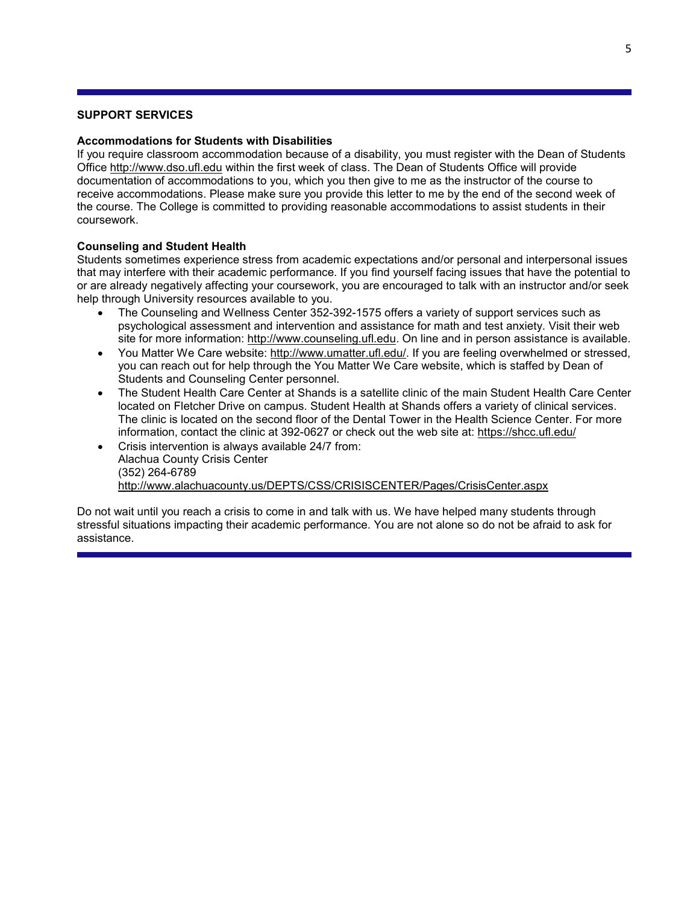## SUPPORT SERVICES

**Accommodations for Students with Disabilities**

If you require classroom accommodation because of a disability, you must register with the Dean of Students Office http://www.dso.ufl.edu within the first week of class. The Dean of Students Office will provide documentation of accommodations to you, which you then give to me as the instructor of the course to receive accommodations. Please make sure you provide this letter to me by the end of the second week of the course. The College is committed to providing reasonable accommodations to assist students in their coursework.

**Counseling and Student Health**

Students sometimes experience stress from academic expectations and/or personal and interpersonal issues that may interfere with their academic performance. If you find yourself facing issues that have the potential to or are already negatively affecting your coursework, you are encouraged to talk with an instructor and/or seek help through University resources available to you.

- The Counseling and Wellness Center 352-392-1575 offers a variety of support services such as psychological assessment and intervention and assistance for math and test anxiety. Visit their web site for more information: http://www.counseling.ufl.edu. On line and in person assistance is available.
- You Matter We Care website: http://www.umatter.ufl.edu/. If you are feeling overwhelmed or stressed, you can reach out for help through the You Matter We Care website, which is staffed by Dean of Students and Counseling Center personnel.
- The Student Health Care Center at Shands is a satellite clinic of the main Student Health Care Center located on Fletcher Drive on campus. Student Health at Shands offers a variety of clinical services. The clinic is located on the second floor of the Dental Tower in the Health Science Center. For more information, contact the clinic at 392-0627 or check out the web site at: https://shcc.ufl.edu/
- Crisis intervention is always available 24/7 from:
  Alachua County Crisis Center
  (352) 264-6789
  http://www.alachuacounty.us/DEPTS/CSS/CRISISCENTER/Pages/CrisisCenter.aspx

Do not wait until you reach a crisis to come in and talk with us. We have helped many students through stressful situations impacting their academic performance. You are not alone so do not be afraid to ask for assistance.